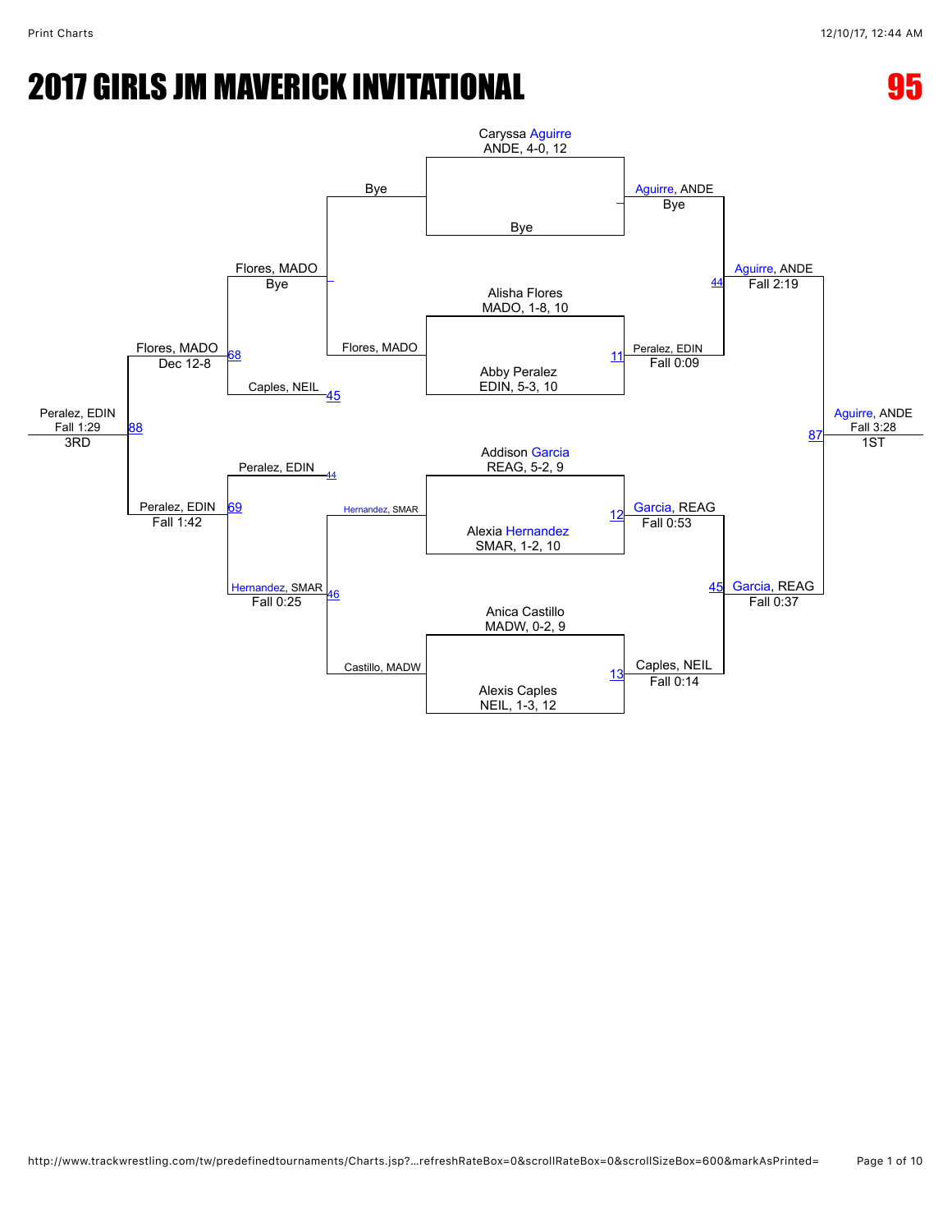# 2017 GIRLS JM MAVERICK INVITATIONAL

# 95

**Championship Bracket**

Caryssa Aguirre, ANDE, 4-0, 12
Bye

Alisha Flores, MADO, 1-8, 10
Abby Peralez, EDIN, 5-3, 10

Addison Garcia, REAG, 5-2, 9
Alexia Hernandez, SMAR, 1-2, 10

Anica Castillo, MADW, 0-2, 9
Alexis Caples, NEIL, 1-3, 12

- Aguirre, ANDE — Bye
- 11: Peralez, EDIN — Fall 0:09
- 12: Garcia, REAG — Fall 0:53
- 13: Caples, NEIL — Fall 0:14

- 44: Aguirre, ANDE — Fall 2:19
- 45: Garcia, REAG — Fall 0:37

- 87: Aguirre, ANDE — Fall 3:28 — 1ST

**Consolation Bracket**

Bye
Flores, MADO
Hernandez, SMAR
Castillo, MADW

- Flores, MADO — Bye
- 46: Hernandez, SMAR — Fall 0:25

Caples, NEIL (45)
Peralez, EDIN (44)

- 68: Flores, MADO — Dec 12-8
- 69: Peralez, EDIN — Fall 1:42

- 88: Peralez, EDIN — Fall 1:29 — 3RD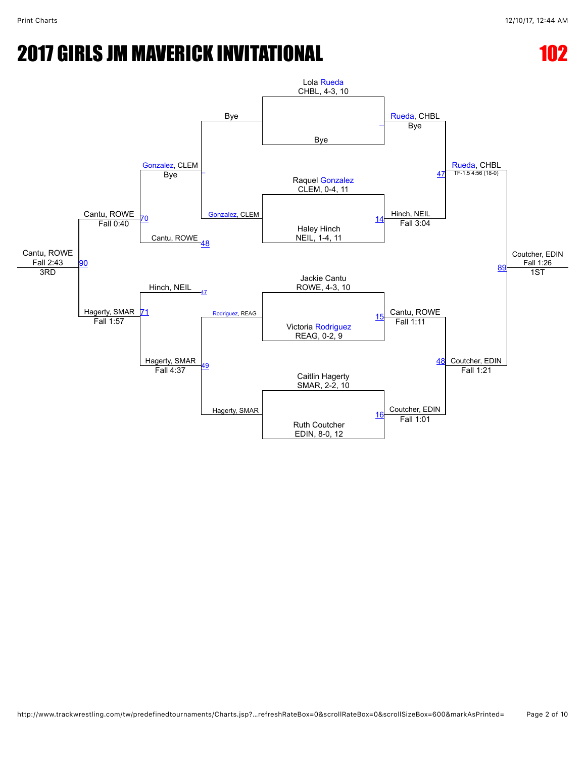# 2017 GIRLS JM MAVERICK INVITATIONAL

# 102

## Championship Bracket

**First Round**

- Lola Rueda, CHBL, 4-3, 10 vs. Bye — Rueda, CHBL (Bye)
- Raquel Gonzalez, CLEM, 0-4, 11 vs. Haley Hinch, NEIL, 1-4, 11 — Bout 14: Hinch, NEIL (Fall 3:04)
- Jackie Cantu, ROWE, 4-3, 10 vs. Victoria Rodriguez, REAG, 0-2, 9 — Bout 15: Cantu, ROWE (Fall 1:11)
- Caitlin Hagerty, SMAR, 2-2, 10 vs. Ruth Coutcher, EDIN, 8-0, 12 — Bout 16: Coutcher, EDIN (Fall 1:01)

**Semifinals**

- Rueda, CHBL vs. Hinch, NEIL — Bout 47: Rueda, CHBL (TF-1.5 4:56 (18-0))
- Cantu, ROWE vs. Coutcher, EDIN — Bout 48: Coutcher, EDIN (Fall 1:21)

**Final**

- Rueda, CHBL vs. Coutcher, EDIN — Bout 89: Coutcher, EDIN (Fall 1:26) — 1ST

## Consolation Bracket

**Consolation Round 1**

- Bye vs. Gonzalez, CLEM — Gonzalez, CLEM (Bye)
- Rodriguez, REAG vs. Hagerty, SMAR — Bout 49: Hagerty, SMAR (Fall 4:37)

**Consolation Round 2**

- Gonzalez, CLEM vs. Cantu, ROWE (Bout 48) — Bout 70: Cantu, ROWE (Fall 0:40)
- Hinch, NEIL (Bout 47) vs. Hagerty, SMAR — Bout 71: Hagerty, SMAR (Fall 1:57)

**3rd Place**

- Cantu, ROWE vs. Hagerty, SMAR — Bout 90: Cantu, ROWE (Fall 2:43) — 3RD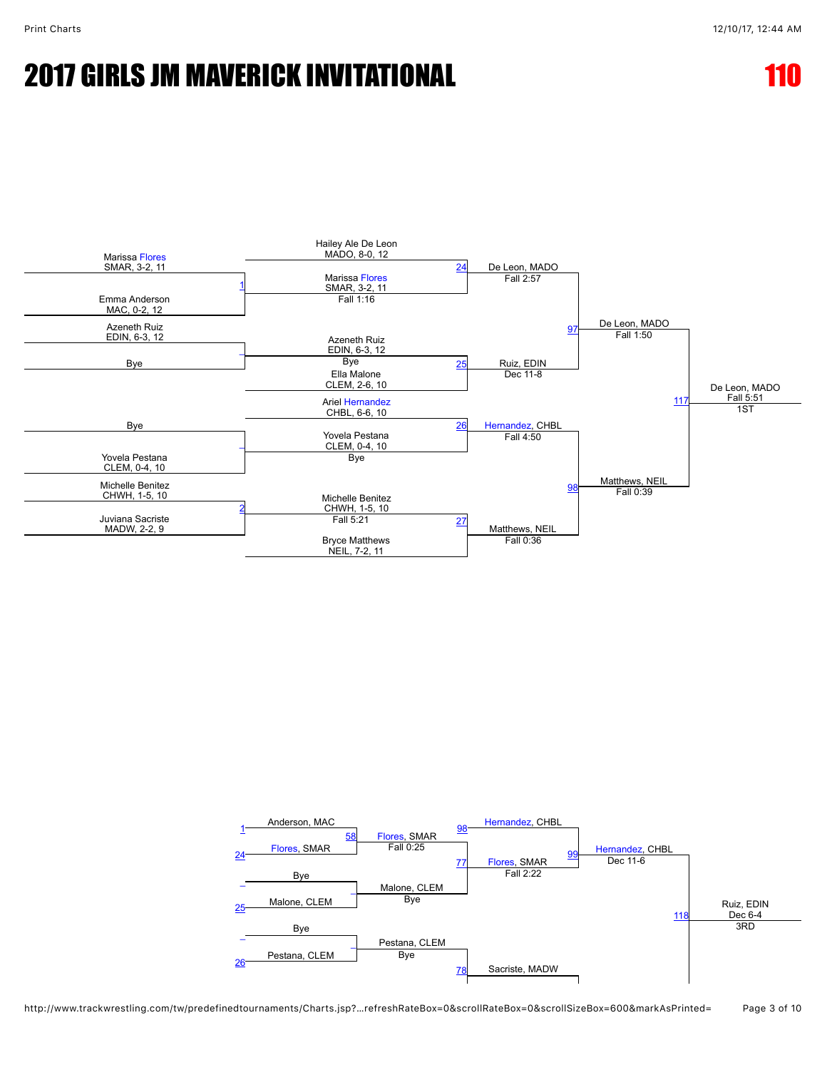# 2017 GIRLS JM MAVERICK INVITATIONAL

# 110

## Championship Bracket

**Preliminary Round**

- Match 1: Marissa Flores, SMAR, 3-2, 11 vs. Emma Anderson, MAC, 0-2, 12 — Marissa Flores, SMAR, 3-2, 11, Fall 1:16
- Azeneth Ruiz, EDIN, 6-3, 12 vs. Bye — Azeneth Ruiz, EDIN, 6-3, 12, Bye
- Bye vs. Yovela Pestana, CLEM, 0-4, 10 — Yovela Pestana, CLEM, 0-4, 10, Bye
- Match 2: Michelle Benitez, CHWH, 1-5, 10 vs. Juviana Sacriste, MADW, 2-2, 9 — Michelle Benitez, CHWH, 1-5, 10, Fall 5:21

**Quarterfinals**

- Match 24: Hailey Ale De Leon, MADO, 8-0, 12 vs. Marissa Flores, SMAR, 3-2, 11 — De Leon, MADO, Fall 2:57
- Match 25: Azeneth Ruiz, EDIN, 6-3, 12 vs. Ella Malone, CLEM, 2-6, 10 — Ruiz, EDIN, Dec 11-8
- Match 26: Ariel Hernandez, CHBL, 6-6, 10 vs. Yovela Pestana, CLEM, 0-4, 10 — Hernandez, CHBL, Fall 4:50
- Match 27: Michelle Benitez, CHWH, 1-5, 10 vs. Bryce Matthews, NEIL, 7-2, 11 — Matthews, NEIL, Fall 0:36

**Semifinals**

- Match 97: De Leon, MADO vs. Ruiz, EDIN — De Leon, MADO, Fall 1:50
- Match 98: Hernandez, CHBL vs. Matthews, NEIL — Matthews, NEIL, Fall 0:39

**Final**

- Match 117: De Leon, MADO vs. Matthews, NEIL — De Leon, MADO, Fall 5:51 — 1ST

## Consolation Bracket

- Match 58: Anderson, MAC (L1) vs. Flores, SMAR (L24) — Flores, SMAR, Fall 0:25
- Bye vs. Malone, CLEM (L25) — Malone, CLEM, Bye
- Bye vs. Pestana, CLEM (L26) — Pestana, CLEM, Bye
- Match 77: Flores, SMAR vs. Malone, CLEM — Flores, SMAR, Fall 2:22
- Match 78: Pestana, CLEM vs. Sacriste, MADW
- Match 99: Hernandez, CHBL (L98) vs. Flores, SMAR — Hernandez, CHBL, Dec 11-6
- Match 118: Hernandez, CHBL vs. Ruiz, EDIN — Ruiz, EDIN, Dec 6-4 — 3RD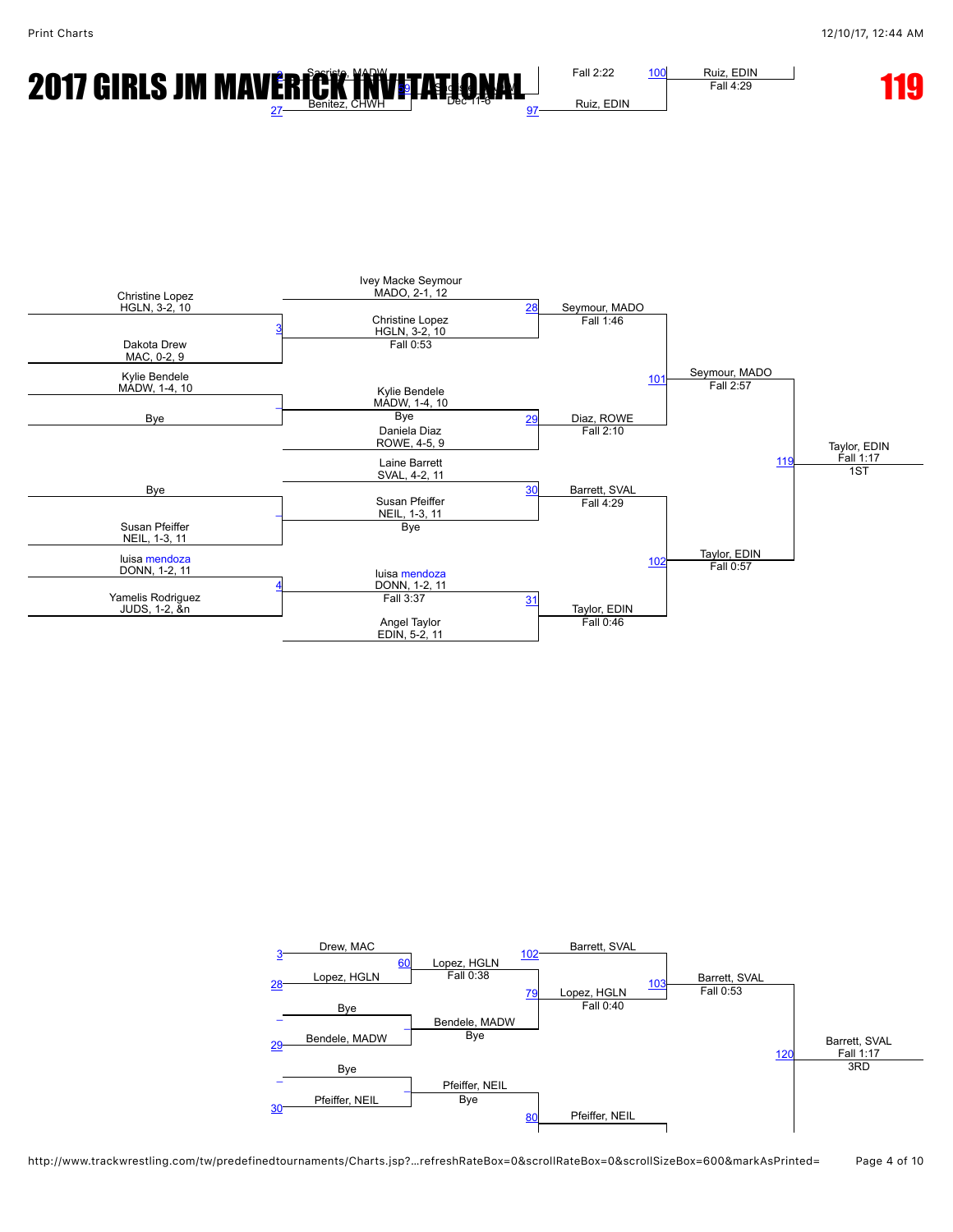# 2017 GIRLS JM MAVERICK INVITATIONAL

# 119

Sacriste, MADW
Benitez, CHWH
Sacriste, MADW — Dec 11-6
Ruiz, EDIN — Fall 2:22
Ruiz, EDIN — Fall 4:29

## Championship Bracket

**Round 1**

- Christine Lopez, HGLN, 3-2, 10 vs. Dakota Drew, MAC, 0-2, 9 (Bout 3) — Christine Lopez, HGLN, 3-2, 10, Fall 0:53
- Kylie Bendele, MADW, 1-4, 10 vs. Bye — Kylie Bendele, MADW, 1-4, 10, Bye
- Bye vs. Susan Pfeiffer, NEIL, 1-3, 11 — Susan Pfeiffer, NEIL, 1-3, 11, Bye
- luisa mendoza, DONN, 1-2, 11 vs. Yamelis Rodriguez, JUDS, 1-2, &n (Bout 4) — luisa mendoza, DONN, 1-2, 11, Fall 3:37

**Quarterfinals**

- Ivey Macke Seymour, MADO, 2-1, 12 vs. Christine Lopez, HGLN, 3-2, 10 (Bout 28) — Seymour, MADO, Fall 1:46
- Kylie Bendele, MADW, 1-4, 10 vs. Daniela Diaz, ROWE, 4-5, 9 (Bout 29) — Diaz, ROWE, Fall 2:10
- Laine Barrett, SVAL, 4-2, 11 vs. Susan Pfeiffer, NEIL, 1-3, 11 (Bout 30) — Barrett, SVAL, Fall 4:29
- luisa mendoza, DONN, 1-2, 11 vs. Angel Taylor, EDIN, 5-2, 11 (Bout 31) — Taylor, EDIN, Fall 0:46

**Semifinals**

- Seymour, MADO vs. Diaz, ROWE (Bout 101) — Seymour, MADO, Fall 2:57
- Barrett, SVAL vs. Taylor, EDIN (Bout 102) — Taylor, EDIN, Fall 0:57

**Final**

- Seymour, MADO vs. Taylor, EDIN (Bout 119) — Taylor, EDIN, Fall 1:17, 1ST

## Consolation Bracket

- Drew, MAC (3) vs. Lopez, HGLN (28) (Bout 60) — Lopez, HGLN, Fall 0:38
- Bye vs. Bendele, MADW (29) — Bendele, MADW, Bye
- Bye vs. Pfeiffer, NEIL (30) — Pfeiffer, NEIL, Bye
- Lopez, HGLN vs. Bendele, MADW (Bout 79) — Lopez, HGLN, Fall 0:40
- Pfeiffer, NEIL (Bout 80)
- Barrett, SVAL (102) vs. Lopez, HGLN (Bout 103) — Barrett, SVAL, Fall 0:53
- Bout 120 — Barrett, SVAL, Fall 1:17, 3RD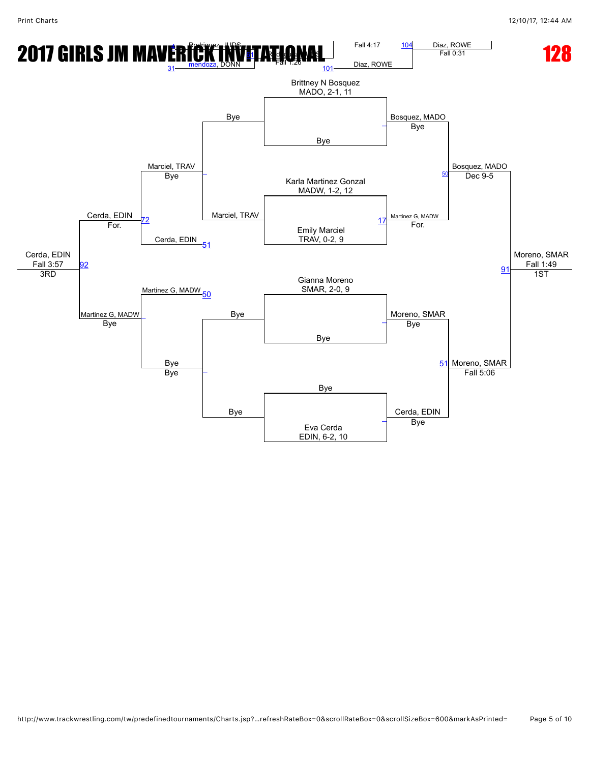# 2017 GIRLS JM MAVERICK INVITATIONAL

# 128

Rodriguez, JUDS

31 mendoza, DONN

Rodriguez, JUDS Fall 1:26

Fall 4:17 104

101 Diaz, ROWE

Diaz, ROWE Fall 0:31

**Championship Bracket**

- Brittney N Bosquez, MADO, 2-1, 11 vs Bye → Bosquez, MADO (Bye)
- Karla Martinez Gonzal, MADW, 1-2, 12 vs Emily Marciel, TRAV, 0-2, 9 → 17 Martinez G, MADW (For.)
- 50 Bosquez, MADO def. Martinez G, MADW → Bosquez, MADO (Dec 9-5)
- Gianna Moreno, SMAR, 2-0, 9 vs Bye → Moreno, SMAR (Bye)
- Bye vs Eva Cerda, EDIN, 6-2, 10 → Cerda, EDIN (Bye)
- 51 Moreno, SMAR def. Cerda, EDIN → Moreno, SMAR (Fall 5:06)
- 91 Moreno, SMAR def. Bosquez, MADO → Moreno, SMAR (Fall 1:49) 1ST

**Consolation Bracket**

- Bye vs Marciel, TRAV → Marciel, TRAV (Bye)
- Martinez G, MADW 50
- Bye vs Bye → Bye (Bye)
- Marciel, TRAV vs Cerda, EDIN 51 → 72 Cerda, EDIN (For.)
- Martinez G, MADW vs Bye → Martinez G, MADW (Bye)
- 92 Cerda, EDIN def. Martinez G, MADW → Cerda, EDIN (Fall 3:57) 3RD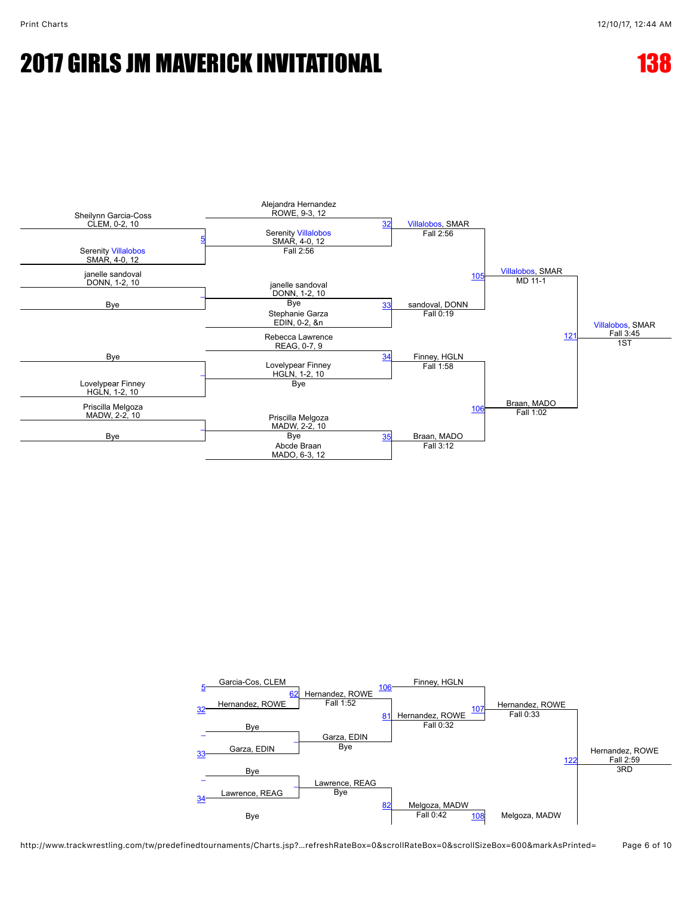# 2017 GIRLS JM MAVERICK INVITATIONAL

# 138

## Championship Bracket

**First Round**

- Match 5: Sheilynn Garcia-Coss, CLEM, 0-2, 10 vs. Serenity Villalobos, SMAR, 4-0, 12
- janelle sandoval, DONN, 1-2, 10 vs. Bye
- Bye vs. Lovelypear Finney, HGLN, 1-2, 10
- Priscilla Melgoza, MADW, 2-2, 10 vs. Bye

**Quarterfinals**

- Match 32: Alejandra Hernandez, ROWE, 9-3, 12 vs. Serenity Villalobos, SMAR, 4-0, 12 — Villalobos, SMAR, Fall 2:56
- Match 33: janelle sandoval, DONN, 1-2, 10 (Bye) vs. Stephanie Garza, EDIN, 0-2, &n — sandoval, DONN, Fall 0:19
- Match 34: Rebecca Lawrence, REAG, 0-7, 9 vs. Lovelypear Finney, HGLN, 1-2, 10 (Bye) — Finney, HGLN, Fall 1:58
- Match 35: Priscilla Melgoza, MADW, 2-2, 10 (Bye) vs. Abcde Braan, MADO, 6-3, 12 — Braan, MADO, Fall 3:12

**Semifinals**

- Match 105: Villalobos, SMAR vs. sandoval, DONN — Villalobos, SMAR, MD 11-1
- Match 106: Finney, HGLN vs. Braan, MADO — Braan, MADO, Fall 1:02

**Final**

- Match 121: Villalobos, SMAR vs. Braan, MADO — Villalobos, SMAR, Fall 3:45 — 1ST

## Consolation Bracket

- Match 62: Garcia-Cos, CLEM (from 5) vs. Hernandez, ROWE (from 32) — Hernandez, ROWE, Fall 1:52
- Bye vs. Garza, EDIN (from 33) — Garza, EDIN, Bye
- Bye vs. Lawrence, REAG (from 34) — Lawrence, REAG, Bye
- Match 81: Hernandez, ROWE vs. Garza, EDIN — Hernandez, ROWE, Fall 0:32
- Match 82: Lawrence, REAG vs. Bye (Melgoza, MADW) — Melgoza, MADW, Fall 0:42
- Match 107: Finney, HGLN (from 106) vs. Hernandez, ROWE — Hernandez, ROWE, Fall 0:33
- Match 108: Melgoza, MADW
- Match 122: Hernandez, ROWE vs. Melgoza, MADW — Hernandez, ROWE, Fall 2:59 — 3RD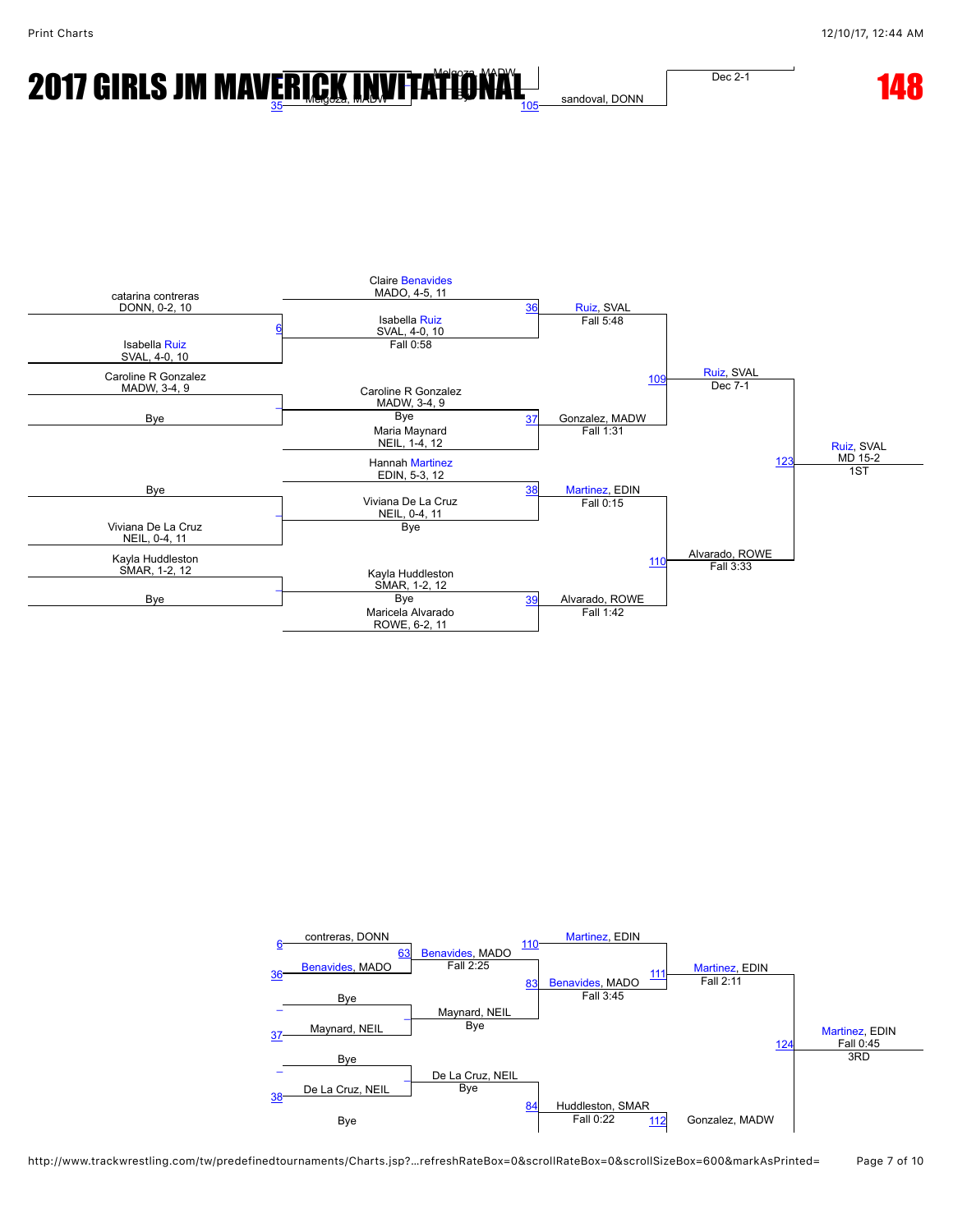# 2017 GIRLS JM MAVERICK INVITATIONAL

## 148

Melgoza, MADW
35 Melgoza, MADW — Bye
105 sandoval, DONN — Dec 2-1

### Championship Bracket

**First Round**
- catarina contreras, DONN, 0-2, 10 vs Isabella Ruiz, SVAL, 4-0, 10 (6)
- Caroline R Gonzalez, MADW, 3-4, 9 vs Bye
- Bye vs Viviana De La Cruz, NEIL, 0-4, 11
- Kayla Huddleston, SMAR, 1-2, 12 vs Bye

**Quarterfinals**
- 36: Claire Benavides, MADO, 4-5, 11 vs Isabella Ruiz, SVAL, 4-0, 10 (Fall 0:58) — Ruiz, SVAL, Fall 5:48
- 37: Caroline R Gonzalez, MADW, 3-4, 9 (Bye) vs Maria Maynard, NEIL, 1-4, 12 — Gonzalez, MADW, Fall 1:31
- 38: Hannah Martinez, EDIN, 5-3, 12 vs Viviana De La Cruz, NEIL, 0-4, 11 (Bye) — Martinez, EDIN, Fall 0:15
- 39: Kayla Huddleston, SMAR, 1-2, 12 (Bye) vs Maricela Alvarado, ROWE, 6-2, 11 — Alvarado, ROWE, Fall 1:42

**Semifinals**
- 109: Ruiz, SVAL, Dec 7-1
- 110: Alvarado, ROWE, Fall 3:33

**Final**
- 123: Ruiz, SVAL, MD 15-2 — 1ST

### Consolation Bracket

- 6 contreras, DONN vs 36 Benavides, MADO — 63: Benavides, MADO, Fall 2:25
- Bye vs 37 Maynard, NEIL — Maynard, NEIL, Bye
- Bye vs 38 De La Cruz, NEIL — De La Cruz, NEIL, Bye
- Bye
- 110: Martinez, EDIN
- 83: Benavides, MADO, Fall 3:45
- 84: Huddleston, SMAR, Fall 0:22
- 111: Martinez, EDIN, Fall 2:11
- 112: Gonzalez, MADW
- 124: Martinez, EDIN, Fall 0:45 — 3RD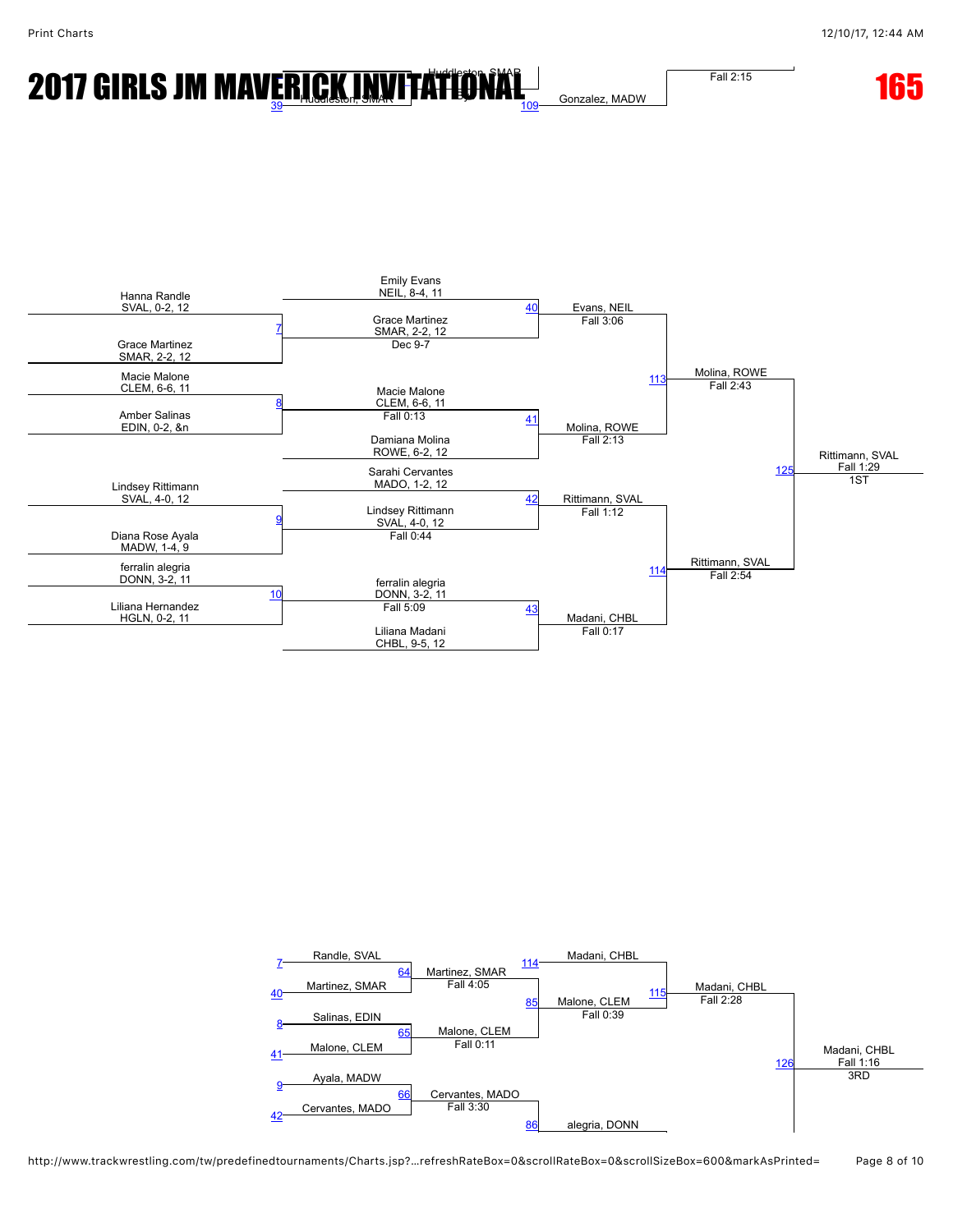# 2017 GIRLS JM MAVERICK INVITATIONAL

## 165

Huddleston, SMAR
39 Huddleston, SMAR
Bye
109 Gonzalez, MADW
Fall 2:15

### Championship Bracket

**Match 7**
- Hanna Randle, SVAL, 0-2, 12
- Grace Martinez, SMAR, 2-2, 12

**Match 40**
- Emily Evans, NEIL, 8-4, 11
- Grace Martinez, SMAR, 2-2, 12 — Dec 9-7

Evans, NEIL — Fall 3:06

**Match 8**
- Macie Malone, CLEM, 6-6, 11
- Amber Salinas, EDIN, 0-2, &n

**Match 41**
- Macie Malone, CLEM, 6-6, 11 — Fall 0:13
- Damiana Molina, ROWE, 6-2, 12

Molina, ROWE — Fall 2:13

**Match 113**
Molina, ROWE — Fall 2:43

**Match 9**
- Lindsey Rittimann, SVAL, 4-0, 12
- Diana Rose Ayala, MADW, 1-4, 9

**Match 42**
- Sarahi Cervantes, MADO, 1-2, 12
- Lindsey Rittimann, SVAL, 4-0, 12 — Fall 0:44

Rittimann, SVAL — Fall 1:12

**Match 10**
- ferralin alegria, DONN, 3-2, 11
- Liliana Hernandez, HGLN, 0-2, 11

**Match 43**
- ferralin alegria, DONN, 3-2, 11 — Fall 5:09
- Liliana Madani, CHBL, 9-5, 12

Madani, CHBL — Fall 0:17

**Match 114**
Rittimann, SVAL — Fall 2:54

**Match 125**
Rittimann, SVAL — Fall 1:29 — 1ST

### Consolation Bracket

**Match 64**
- 7 Randle, SVAL
- 40 Martinez, SMAR

Martinez, SMAR — Fall 4:05

**Match 65**
- 8 Salinas, EDIN
- 41 Malone, CLEM

Malone, CLEM — Fall 0:11

**Match 85**
Malone, CLEM — Fall 0:39

**Match 115**
- 114 Madani, CHBL
- Malone, CLEM

Madani, CHBL — Fall 2:28

**Match 66**
- 9 Ayala, MADW
- 42 Cervantes, MADO

Cervantes, MADO — Fall 3:30

**Match 86**
alegria, DONN

**Match 126**
Madani, CHBL — Fall 1:16 — 3RD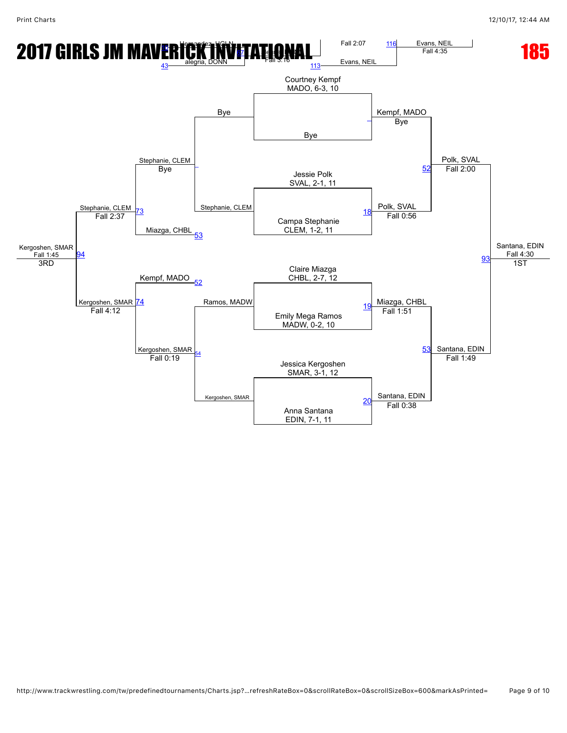# 2017 GIRLS JM MAVERICK INVITATIONAL

**185**

Hernandez, HGLN
alegria, DONN
43
57
Fall 3:16
Fall 2:07
113
116
Evans, NEIL
Evans, NEIL
Fall 4:35

## Championship Bracket

**Quarterfinals (Round 1)**

- Courtney Kempf, MADO, 6-3, 10 vs Bye — Kempf, MADO (Bye)
- Jessie Polk, SVAL, 2-1, 11 vs Campa Stephanie, CLEM, 1-2, 11 — Match 18: Polk, SVAL, Fall 0:56
- Claire Miazga, CHBL, 2-7, 12 vs Emily Mega Ramos, MADW, 0-2, 10 — Match 19: Miazga, CHBL, Fall 1:51
- Jessica Kergoshen, SMAR, 3-1, 12 vs Anna Santana, EDIN, 7-1, 11 — Match 20: Santana, EDIN, Fall 0:38

**Semifinals**

- Match 52: Polk, SVAL, Fall 2:00
- Match 53: Santana, EDIN, Fall 1:49

**Final**

- Match 93: Santana, EDIN, Fall 4:30 — 1ST

## Consolation Bracket

- Bye vs Stephanie, CLEM — Stephanie, CLEM (Bye)
- Ramos, MADW vs Kergoshen, SMAR — Match 54: Kergoshen, SMAR, Fall 0:19
- Stephanie, CLEM vs Miazga, CHBL (53) — Match 73: Stephanie, CLEM, Fall 2:37
- Kempf, MADO (52) vs Kergoshen, SMAR — Match 74: Kergoshen, SMAR, Fall 4:12
- Match 94: Kergoshen, SMAR, Fall 1:45 — 3RD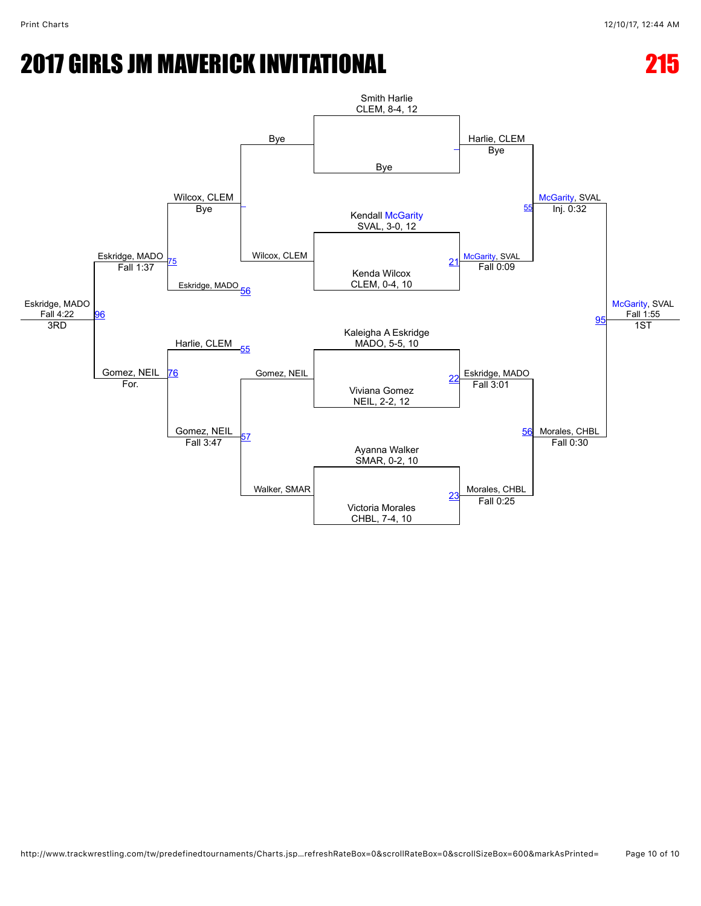# 2017 GIRLS JM MAVERICK INVITATIONAL

# 215

Smith Harlie
CLEM, 8-4, 12

Bye

Harlie, CLEM
Bye

Bye

Wilcox, CLEM
Bye

Kendall McGarity
SVAL, 3-0, 12

McGarity, SVAL
Inj. 0:32

55

Wilcox, CLEM

21

McGarity, SVAL
Fall 0:09

Kenda Wilcox
CLEM, 0-4, 10

Eskridge, MADO
Fall 1:37

75

Eskridge, MADO

56

Eskridge, MADO
Fall 4:22
3RD

96

McGarity, SVAL
Fall 1:55
1ST

95

Kaleigha A Eskridge
MADO, 5-5, 10

Harlie, CLEM

55

Gomez, NEIL
For.

76

Gomez, NEIL

22

Eskridge, MADO
Fall 3:01

Viviana Gomez
NEIL, 2-2, 12

Gomez, NEIL
Fall 3:47

57

56

Morales, CHBL
Fall 0:30

Ayanna Walker
SMAR, 0-2, 10

Walker, SMAR

23

Morales, CHBL
Fall 0:25

Victoria Morales
CHBL, 7-4, 10